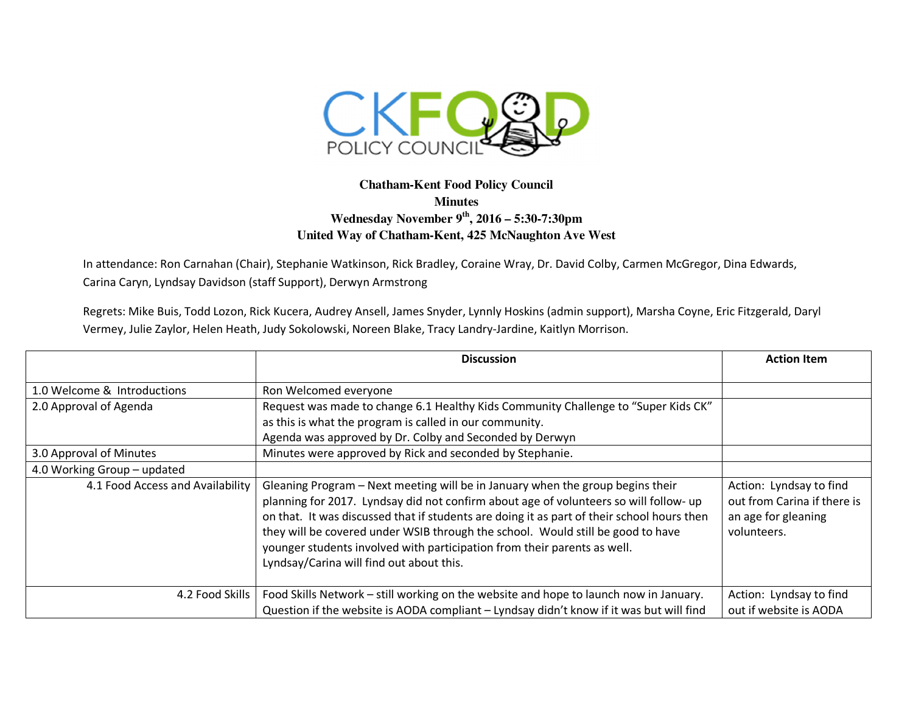CKFOOD POLICY COUNCIL

**Chatham-Kent Food Policy Council**
**Minutes**
**Wednesday November 9th, 2016 – 5:30-7:30pm**
**United Way of Chatham-Kent, 425 McNaughton Ave West**

In attendance: Ron Carnahan (Chair), Stephanie Watkinson, Rick Bradley, Coraine Wray, Dr. David Colby, Carmen McGregor, Dina Edwards, Carina Caryn, Lyndsay Davidson (staff Support), Derwyn Armstrong

Regrets: Mike Buis, Todd Lozon, Rick Kucera, Audrey Ansell, James Snyder, Lynnly Hoskins (admin support), Marsha Coyne, Eric Fitzgerald, Daryl Vermey, Julie Zaylor, Helen Heath, Judy Sokolowski, Noreen Blake, Tracy Landry-Jardine, Kaitlyn Morrison.

| | Discussion | Action Item |
|---|---|---|
| 1.0 Welcome & Introductions | Ron Welcomed everyone | |
| 2.0 Approval of Agenda | Request was made to change 6.1 Healthy Kids Community Challenge to "Super Kids CK" as this is what the program is called in our community.<br>Agenda was approved by Dr. Colby and Seconded by Derwyn | |
| 3.0 Approval of Minutes | Minutes were approved by Rick and seconded by Stephanie. | |
| 4.0 Working Group – updated | | |
| 4.1 Food Access and Availability | Gleaning Program – Next meeting will be in January when the group begins their planning for 2017. Lyndsay did not confirm about age of volunteers so will follow- up on that. It was discussed that if students are doing it as part of their school hours then they will be covered under WSIB through the school. Would still be good to have younger students involved with participation from their parents as well.<br>Lyndsay/Carina will find out about this. | Action: Lyndsay to find out from Carina if there is an age for gleaning volunteers. |
| 4.2 Food Skills | Food Skills Network – still working on the website and hope to launch now in January. Question if the website is AODA compliant – Lyndsay didn't know if it was but will find | Action: Lyndsay to find out if website is AODA |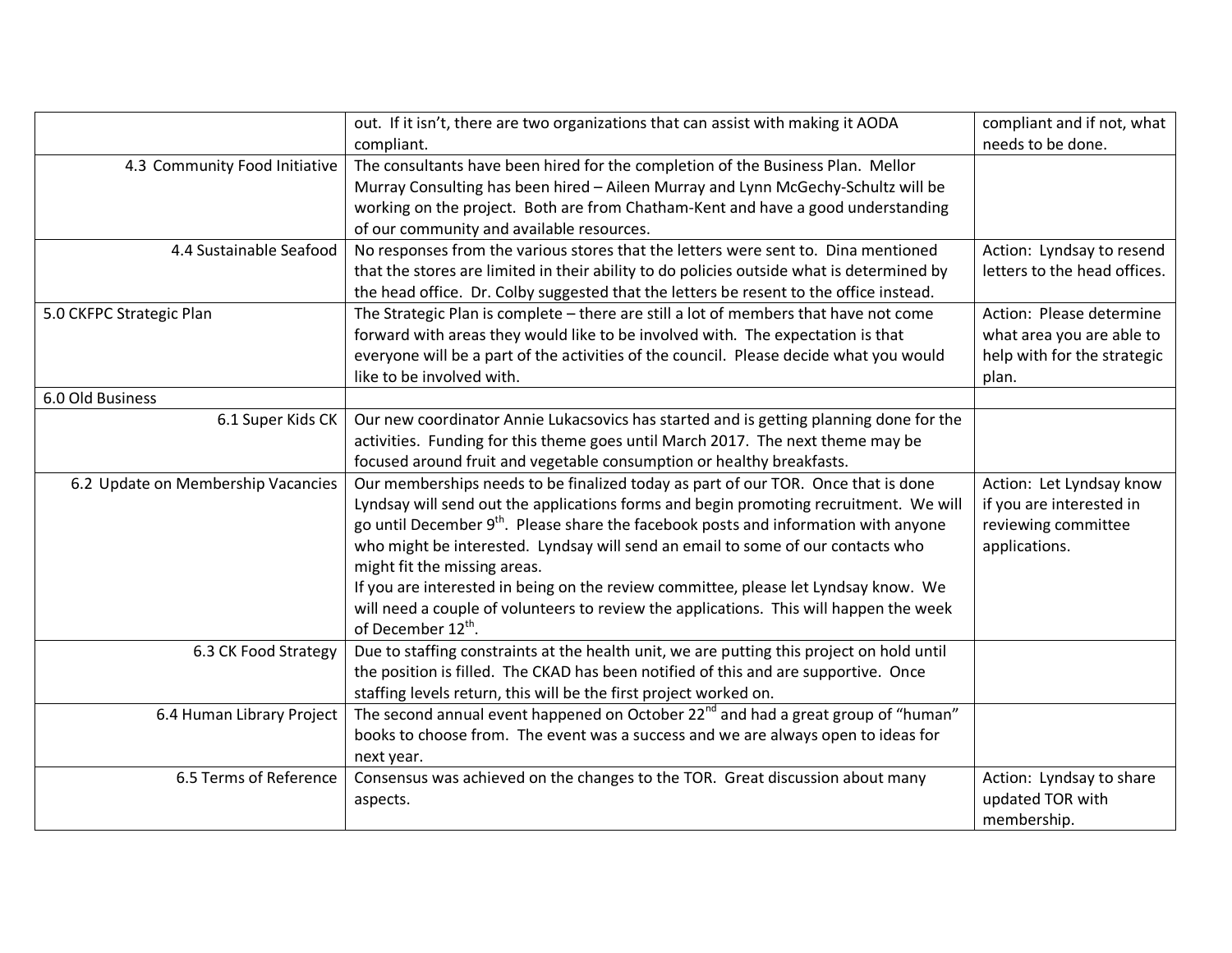| | | |
|---|---|---|
| | out. If it isn't, there are two organizations that can assist with making it AODA compliant. | compliant and if not, what needs to be done. |
| 4.3 Community Food Initiative | The consultants have been hired for the completion of the Business Plan. Mellor Murray Consulting has been hired – Aileen Murray and Lynn McGechy-Schultz will be working on the project. Both are from Chatham-Kent and have a good understanding of our community and available resources. | |
| 4.4 Sustainable Seafood | No responses from the various stores that the letters were sent to. Dina mentioned that the stores are limited in their ability to do policies outside what is determined by the head office. Dr. Colby suggested that the letters be resent to the office instead. | Action: Lyndsay to resend letters to the head offices. |
| 5.0 CKFPC Strategic Plan | The Strategic Plan is complete – there are still a lot of members that have not come forward with areas they would like to be involved with. The expectation is that everyone will be a part of the activities of the council. Please decide what you would like to be involved with. | Action: Please determine what area you are able to help with for the strategic plan. |
| 6.0 Old Business | | |
| 6.1 Super Kids CK | Our new coordinator Annie Lukacsovics has started and is getting planning done for the activities. Funding for this theme goes until March 2017. The next theme may be focused around fruit and vegetable consumption or healthy breakfasts. | |
| 6.2 Update on Membership Vacancies | Our memberships needs to be finalized today as part of our TOR. Once that is done Lyndsay will send out the applications forms and begin promoting recruitment. We will go until December 9th. Please share the facebook posts and information with anyone who might be interested. Lyndsay will send an email to some of our contacts who might fit the missing areas.<br>If you are interested in being on the review committee, please let Lyndsay know. We will need a couple of volunteers to review the applications. This will happen the week of December 12th. | Action: Let Lyndsay know if you are interested in reviewing committee applications. |
| 6.3 CK Food Strategy | Due to staffing constraints at the health unit, we are putting this project on hold until the position is filled. The CKAD has been notified of this and are supportive. Once staffing levels return, this will be the first project worked on. | |
| 6.4 Human Library Project | The second annual event happened on October 22nd and had a great group of "human" books to choose from. The event was a success and we are always open to ideas for next year. | |
| 6.5 Terms of Reference | Consensus was achieved on the changes to the TOR. Great discussion about many aspects. | Action: Lyndsay to share updated TOR with membership. |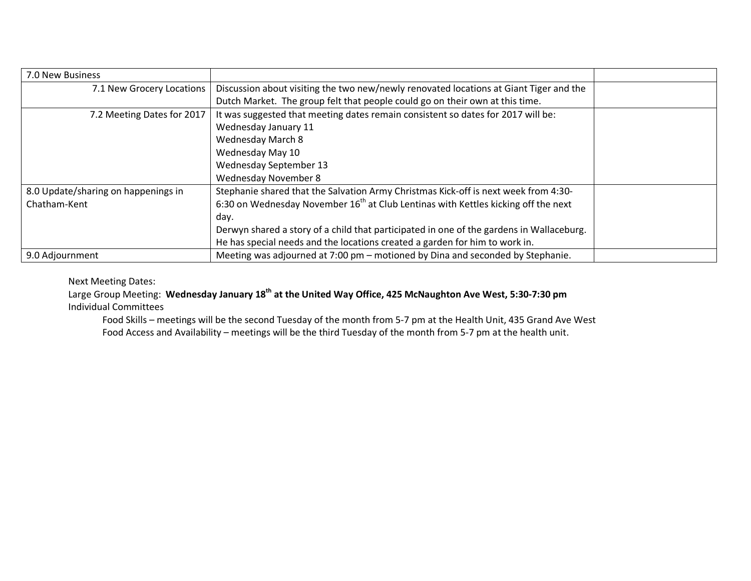| | | |
|---|---|---|
| 7.0 New Business | | |
| 7.1 New Grocery Locations | Discussion about visiting the two new/newly renovated locations at Giant Tiger and the Dutch Market. The group felt that people could go on their own at this time. | |
| 7.2 Meeting Dates for 2017 | It was suggested that meeting dates remain consistent so dates for 2017 will be:<br>Wednesday January 11<br>Wednesday March 8<br>Wednesday May 10<br>Wednesday September 13<br>Wednesday November 8 | |
| 8.0 Update/sharing on happenings in Chatham-Kent | Stephanie shared that the Salvation Army Christmas Kick-off is next week from 4:30-6:30 on Wednesday November 16th at Club Lentinas with Kettles kicking off the next day.<br>Derwyn shared a story of a child that participated in one of the gardens in Wallaceburg. He has special needs and the locations created a garden for him to work in. | |
| 9.0 Adjournment | Meeting was adjourned at 7:00 pm – motioned by Dina and seconded by Stephanie. | |

Next Meeting Dates:

Large Group Meeting: **Wednesday January 18th at the United Way Office, 425 McNaughton Ave West, 5:30-7:30 pm**

Individual Committees

- Food Skills – meetings will be the second Tuesday of the month from 5-7 pm at the Health Unit, 435 Grand Ave West
- Food Access and Availability – meetings will be the third Tuesday of the month from 5-7 pm at the health unit.